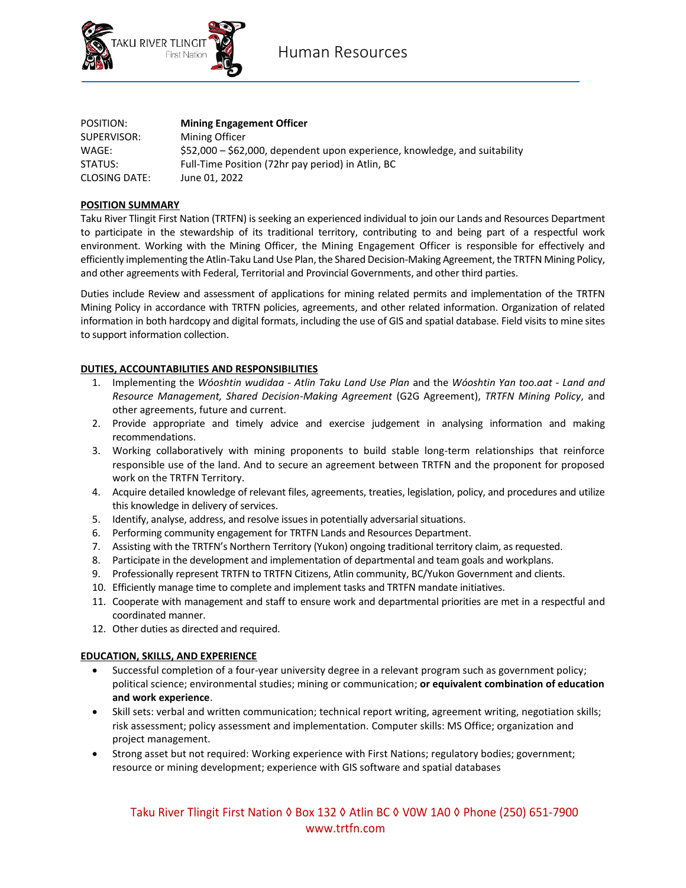TAKU RIVER TLINGIT First Nation

# Human Resources

| | |
|---|---|
| POSITION: | **Mining Engagement Officer** |
| SUPERVISOR: | Mining Officer |
| WAGE: | $52,000 – $62,000, dependent upon experience, knowledge, and suitability |
| STATUS: | Full-Time Position (72hr pay period) in Atlin, BC |
| CLOSING DATE: | June 01, 2022 |

## POSITION SUMMARY

Taku River Tlingit First Nation (TRTFN) is seeking an experienced individual to join our Lands and Resources Department to participate in the stewardship of its traditional territory, contributing to and being part of a respectful work environment. Working with the Mining Officer, the Mining Engagement Officer is responsible for effectively and efficiently implementing the Atlin-Taku Land Use Plan, the Shared Decision-Making Agreement, the TRTFN Mining Policy, and other agreements with Federal, Territorial and Provincial Governments, and other third parties.

Duties include Review and assessment of applications for mining related permits and implementation of the TRTFN Mining Policy in accordance with TRTFN policies, agreements, and other related information. Organization of related information in both hardcopy and digital formats, including the use of GIS and spatial database. Field visits to mine sites to support information collection.

## DUTIES, ACCOUNTABILITIES AND RESPONSIBILITIES

1. Implementing the *Wóoshtin wudidaa - Atlin Taku Land Use Plan* and the *Wóoshtin Yan too.aat - Land and Resource Management, Shared Decision-Making Agreement* (G2G Agreement), *TRTFN Mining Policy*, and other agreements, future and current.
2. Provide appropriate and timely advice and exercise judgement in analysing information and making recommendations.
3. Working collaboratively with mining proponents to build stable long-term relationships that reinforce responsible use of the land. And to secure an agreement between TRTFN and the proponent for proposed work on the TRTFN Territory.
4. Acquire detailed knowledge of relevant files, agreements, treaties, legislation, policy, and procedures and utilize this knowledge in delivery of services.
5. Identify, analyse, address, and resolve issues in potentially adversarial situations.
6. Performing community engagement for TRTFN Lands and Resources Department.
7. Assisting with the TRTFN's Northern Territory (Yukon) ongoing traditional territory claim, as requested.
8. Participate in the development and implementation of departmental and team goals and workplans.
9. Professionally represent TRTFN to TRTFN Citizens, Atlin community, BC/Yukon Government and clients.
10. Efficiently manage time to complete and implement tasks and TRTFN mandate initiatives.
11. Cooperate with management and staff to ensure work and departmental priorities are met in a respectful and coordinated manner.
12. Other duties as directed and required.

## EDUCATION, SKILLS, AND EXPERIENCE

- Successful completion of a four-year university degree in a relevant program such as government policy; political science; environmental studies; mining or communication; **or equivalent combination of education and work experience**.
- Skill sets: verbal and written communication; technical report writing, agreement writing, negotiation skills; risk assessment; policy assessment and implementation. Computer skills: MS Office; organization and project management.
- Strong asset but not required: Working experience with First Nations; regulatory bodies; government; resource or mining development; experience with GIS software and spatial databases

Taku River Tlingit First Nation ◊ Box 132 ◊ Atlin BC ◊ V0W 1A0 ◊ Phone (250) 651-7900
www.trtfn.com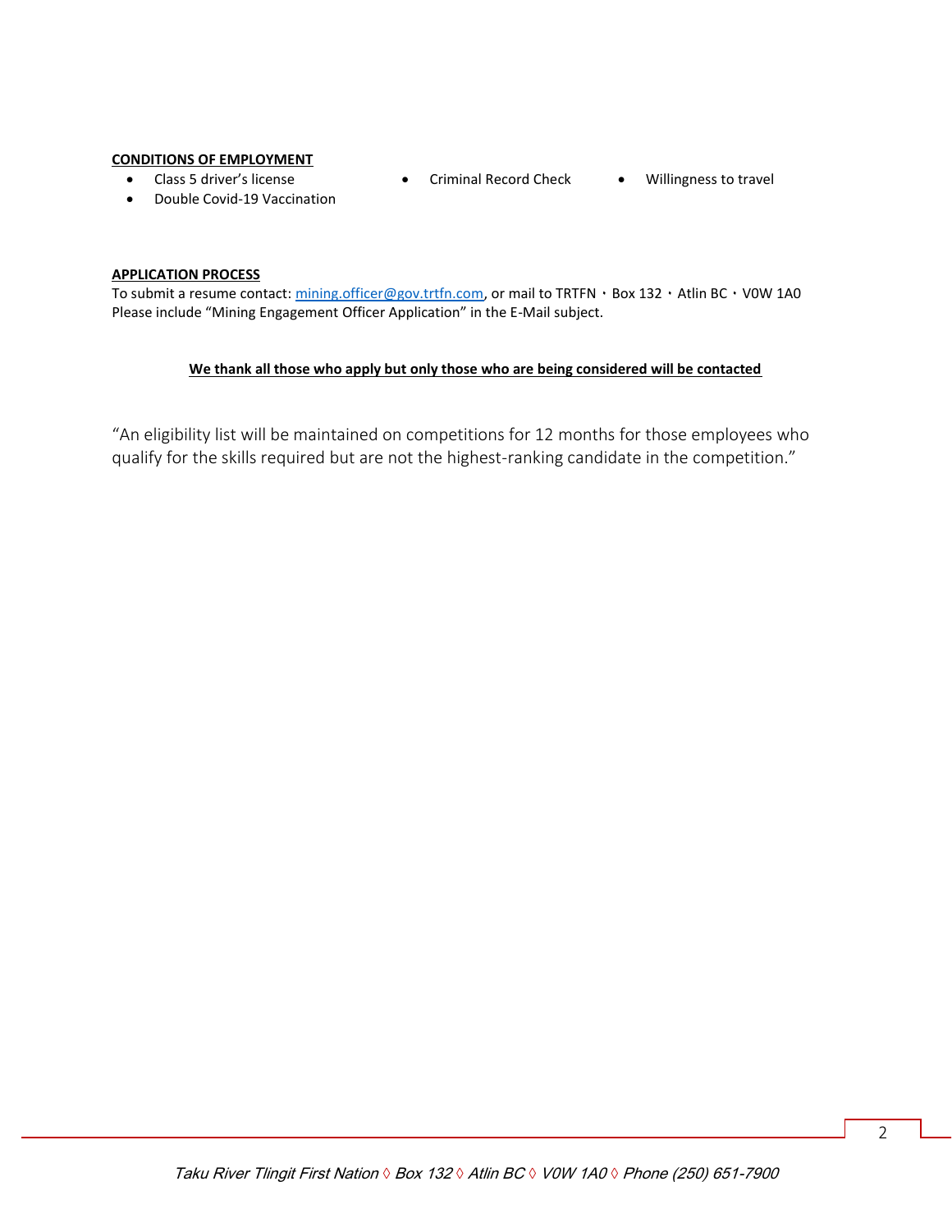**CONDITIONS OF EMPLOYMENT**

- Class 5 driver's license
- Criminal Record Check
- Willingness to travel
- Double Covid-19 Vaccination

**APPLICATION PROCESS**

To submit a resume contact: mining.officer@gov.trtfn.com, or mail to TRTFN · Box 132 · Atlin BC · V0W 1A0
Please include "Mining Engagement Officer Application" in the E-Mail subject.

**We thank all those who apply but only those who are being considered will be contacted**

"An eligibility list will be maintained on competitions for 12 months for those employees who qualify for the skills required but are not the highest-ranking candidate in the competition."